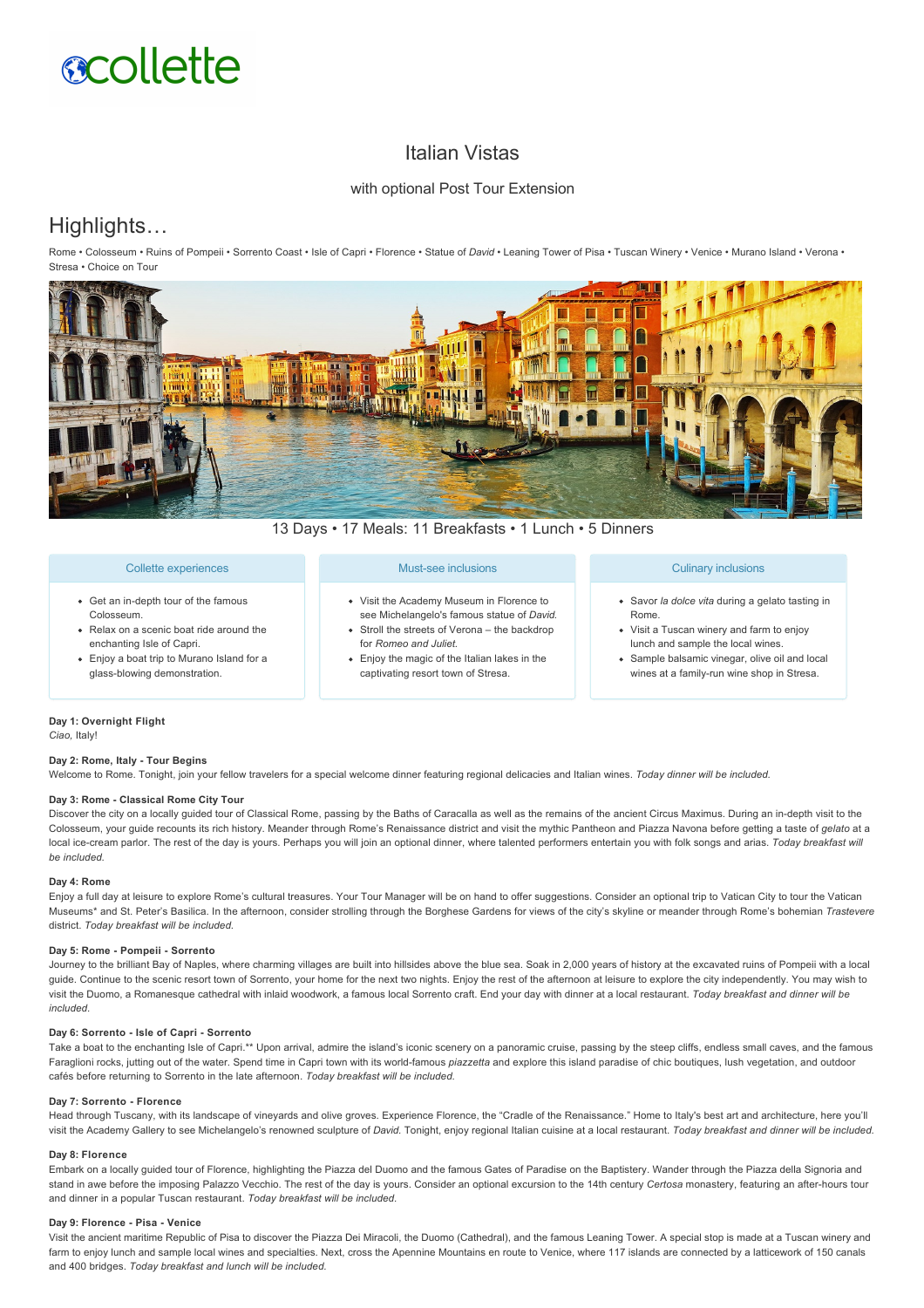collette

# Italian Vistas

with optional Post Tour Extension

## Highlights…

Rome • Colosseum • Ruins of Pompeii • Sorrento Coast • Isle of Capri • Florence • Statue of *David* • Leaning Tower of Pisa • Tuscan Winery • Venice • Murano Island • Verona • Stresa • Choice on Tour

13 Days • 17 Meals: 11 Breakfasts • 1 Lunch • 5 Dinners

### Collette experiences

- Get an in-depth tour of the famous Colosseum.
- Relax on a scenic boat ride around the enchanting Isle of Capri.
- Enjoy a boat trip to Murano Island for a glass-blowing demonstration.

### Must-see inclusions

- Visit the Academy Museum in Florence to see Michelangelo's famous statue of *David.*
- Stroll the streets of Verona – the backdrop for *Romeo and Juliet.*
- Enjoy the magic of the Italian lakes in the captivating resort town of Stresa.

### Culinary inclusions

- Savor *la dolce vita* during a gelato tasting in Rome.
- Visit a Tuscan winery and farm to enjoy lunch and sample the local wines.
- Sample balsamic vinegar, olive oil and local wines at a family-run wine shop in Stresa.

**Day 1: Overnight Flight**
*Ciao,* Italy!

**Day 2: Rome, Italy - Tour Begins**
Welcome to Rome. Tonight, join your fellow travelers for a special welcome dinner featuring regional delicacies and Italian wines. *Today dinner will be included.*

**Day 3: Rome - Classical Rome City Tour**
Discover the city on a locally guided tour of Classical Rome, passing by the Baths of Caracalla as well as the remains of the ancient Circus Maximus. During an in-depth visit to the Colosseum, your guide recounts its rich history. Meander through Rome's Renaissance district and visit the mythic Pantheon and Piazza Navona before getting a taste of *gelato* at a local ice-cream parlor. The rest of the day is yours. Perhaps you will join an optional dinner, where talented performers entertain you with folk songs and arias. *Today breakfast will be included.*

**Day 4: Rome**
Enjoy a full day at leisure to explore Rome's cultural treasures. Your Tour Manager will be on hand to offer suggestions. Consider an optional trip to Vatican City to tour the Vatican Museums* and St. Peter's Basilica. In the afternoon, consider strolling through the Borghese Gardens for views of the city's skyline or meander through Rome's bohemian *Trastevere* district. *Today breakfast will be included.*

**Day 5: Rome - Pompeii - Sorrento**
Journey to the brilliant Bay of Naples, where charming villages are built into hillsides above the blue sea. Soak in 2,000 years of history at the excavated ruins of Pompeii with a local guide. Continue to the scenic resort town of Sorrento, your home for the next two nights. Enjoy the rest of the afternoon at leisure to explore the city independently. You may wish to visit the Duomo, a Romanesque cathedral with inlaid woodwork, a famous local Sorrento craft. End your day with dinner at a local restaurant. *Today breakfast and dinner will be included.*

**Day 6: Sorrento - Isle of Capri - Sorrento**
Take a boat to the enchanting Isle of Capri.** Upon arrival, admire the island's iconic scenery on a panoramic cruise, passing by the steep cliffs, endless small caves, and the famous Faraglioni rocks, jutting out of the water. Spend time in Capri town with its world-famous *piazzetta* and explore this island paradise of chic boutiques, lush vegetation, and outdoor cafés before returning to Sorrento in the late afternoon. *Today breakfast will be included.*

**Day 7: Sorrento - Florence**
Head through Tuscany, with its landscape of vineyards and olive groves. Experience Florence, the "Cradle of the Renaissance." Home to Italy's best art and architecture, here you'll visit the Academy Gallery to see Michelangelo's renowned sculpture of *David.* Tonight, enjoy regional Italian cuisine at a local restaurant. *Today breakfast and dinner will be included.*

**Day 8: Florence**
Embark on a locally guided tour of Florence, highlighting the Piazza del Duomo and the famous Gates of Paradise on the Baptistery. Wander through the Piazza della Signoria and stand in awe before the imposing Palazzo Vecchio. The rest of the day is yours. Consider an optional excursion to the 14th century *Certosa* monastery, featuring an after-hours tour and dinner in a popular Tuscan restaurant. *Today breakfast will be included.*

**Day 9: Florence - Pisa - Venice**
Visit the ancient maritime Republic of Pisa to discover the Piazza Dei Miracoli, the Duomo (Cathedral), and the famous Leaning Tower. A special stop is made at a Tuscan winery and farm to enjoy lunch and sample local wines and specialties. Next, cross the Apennine Mountains en route to Venice, where 117 islands are connected by a latticework of 150 canals and 400 bridges. *Today breakfast and lunch will be included.*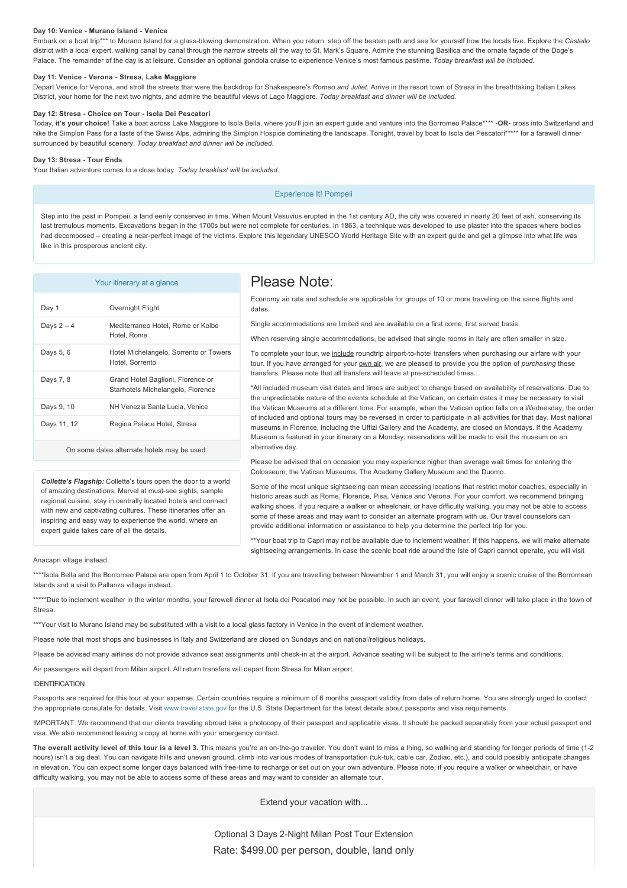**Day 10: Venice - Murano Island - Venice**

Embark on a boat trip*** to Murano Island for a glass-blowing demonstration. When you return, step off the beaten path and see for yourself how the locals live. Explore the *Castello* district with a local expert, walking canal by canal through the narrow streets all the way to St. Mark's Square. Admire the stunning Basilica and the ornate façade of the Doge's Palace. The remainder of the day is at leisure. Consider an optional gondola cruise to experience Venice's most famous pastime. *Today breakfast will be included.*

**Day 11: Venice - Verona - Stresa, Lake Maggiore**

Depart Venice for Verona, and stroll the streets that were the backdrop for Shakespeare's *Romeo and Juliet*. Arrive in the resort town of Stresa in the breathtaking Italian Lakes District, your home for the next two nights, and admire the beautiful views of Lago Maggiore. *Today breakfast and dinner will be included.*

**Day 12: Stresa - Choice on Tour - Isola Dei Pescatori**

Today, **it's your choice!** Take a boat across Lake Maggiore to Isola Bella, where you'll join an expert guide and venture into the Borromeo Palace**** **-OR-** cross into Switzerland and hike the Simplon Pass for a taste of the Swiss Alps, admiring the Simplon Hospice dominating the landscape. Tonight, travel by boat to Isola dei Pescatori***** for a farewell dinner surrounded by beautiful scenery. *Today breakfast and dinner will be included.*

**Day 13: Stresa - Tour Ends**

Your Italian adventure comes to a close today. *Today breakfast will be included.*

### Experience It! Pompeii

Step into the past in Pompeii, a land eerily conserved in time. When Mount Vesuvius erupted in the 1st century AD, the city was covered in nearly 20 feet of ash, conserving its last tremulous moments. Excavations began in the 1700s but were not complete for centuries. In 1863, a technique was developed to use plaster into the spaces where bodies had decomposed – creating a near-perfect image of the victims. Explore this legendary UNESCO World Heritage Site with an expert guide and get a glimpse into what life was like in this prosperous ancient city.

### Your itinerary at a glance

| Day | Accommodation |
|---|---|
| Day 1 | Overnight Flight |
| Days 2 – 4 | Mediterraneo Hotel, Rome or Kolbe Hotel, Rome |
| Days 5, 6 | Hotel Michelangelo, Sorrento or Towers Hotel, Sorrento |
| Days 7, 8 | Grand Hotel Baglioni, Florence or Starhotels Michelangelo, Florence |
| Days 9, 10 | NH Venezia Santa Lucia, Venice |
| Days 11, 12 | Regina Palace Hotel, Stresa |

On some dates alternate hotels may be used.

***Collette's Flagship:*** Collette's tours open the door to a world of amazing destinations. Marvel at must-see sights, sample regional cuisine, stay in centrally located hotels and connect with new and captivating cultures. These itineraries offer an inspiring and easy way to experience the world, where an expert guide takes care of all the details.

# Please Note:

Economy air rate and schedule are applicable for groups of 10 or more traveling on the same flights and dates.

Single accommodations are limited and are available on a first come, first served basis.

When reserving single accommodations, be advised that single rooms in Italy are often smaller in size.

To complete your tour, we include roundtrip airport-to-hotel transfers when purchasing our airfare with your tour. If you have arranged for your own air, we are pleased to provide you the option of *purchasing* these transfers. Please note that all transfers will leave at pre-scheduled times.

*All included museum visit dates and times are subject to change based on availability of reservations. Due to the unpredictable nature of the events schedule at the Vatican, on certain dates it may be necessary to visit the Vatican Museums at a different time. For example, when the Vatican option falls on a Wednesday, the order of included and optional tours may be reversed in order to participate in all activities for that day. Most national museums in Florence, including the Uffizi Gallery and the Academy, are closed on Mondays. If the Academy Museum is featured in your itinerary on a Monday, reservations will be made to visit the museum on an alternative day.

Please be advised that on occasion you may experience higher than average wait times for entering the Colosseum, the Vatican Museums, The Academy Gallery Museum and the Duomo.

Some of the most unique sightseeing can mean accessing locations that restrict motor coaches, especially in historic areas such as Rome, Florence, Pisa, Venice and Verona. For your comfort, we recommend bringing walking shoes. If you require a walker or wheelchair, or have difficulty walking, you may not be able to access some of these areas and may want to consider an alternate program with us. Our travel counselors can provide additional information or assistance to help you determine the perfect trip for you.

**Your boat trip to Capri may not be available due to inclement weather. If this happens, we will make alternate sightseeing arrangements. In case the scenic boat ride around the Isle of Capri cannot operate, you will visit Anacapri village instead.

****Isola Bella and the Borromeo Palace are open from April 1 to October 31. If you are travelling between November 1 and March 31, you will enjoy a scenic cruise of the Borromean Islands and a visit to Pallanza village instead.

*****Due to inclement weather in the winter months, your farewell dinner at Isola dei Pescatori may not be possible. In such an event, your farewell dinner will take place in the town of Stresa.

***Your visit to Murano Island may be substituted with a visit to a local glass factory in Venice in the event of inclement weather.

Please note that most shops and businesses in Italy and Switzerland are closed on Sundays and on national/religious holidays.

Please be advised many airlines do not provide advance seat assignments until check-in at the airport. Advance seating will be subject to the airline's terms and conditions.

Air passengers will depart from Milan airport. All return transfers will depart from Stresa for Milan airport.

IDENTIFICATION

Passports are required for this tour at your expense. Certain countries require a minimum of 6 months passport validity from date of return home. You are strongly urged to contact the appropriate consulate for details. Visit www.travel.state.gov for the U.S. State Department for the latest details about passports and visa requirements.

IMPORTANT: We recommend that our clients traveling abroad take a photocopy of their passport and applicable visas. It should be packed separately from your actual passport and visa. We also recommend leaving a copy at home with your emergency contact.

**The overall activity level of this tour is a level 3.** This means you're an on-the-go traveler. You don't want to miss a thing, so walking and standing for longer periods of time (1-2 hours) isn't a big deal. You can navigate hills and uneven ground, climb into various modes of transportation (tuk-tuk, cable car, Zodiac, etc.), and could possibly anticipate changes in elevation. You can expect some longer days balanced with free-time to recharge or set out on your own adventure. Please note, if you require a walker or wheelchair, or have difficulty walking, you may not be able to access some of these areas and may want to consider an alternate tour.

### Extend your vacation with...

Optional 3 Days 2-Night Milan Post Tour Extension

Rate: $499.00 per person, double, land only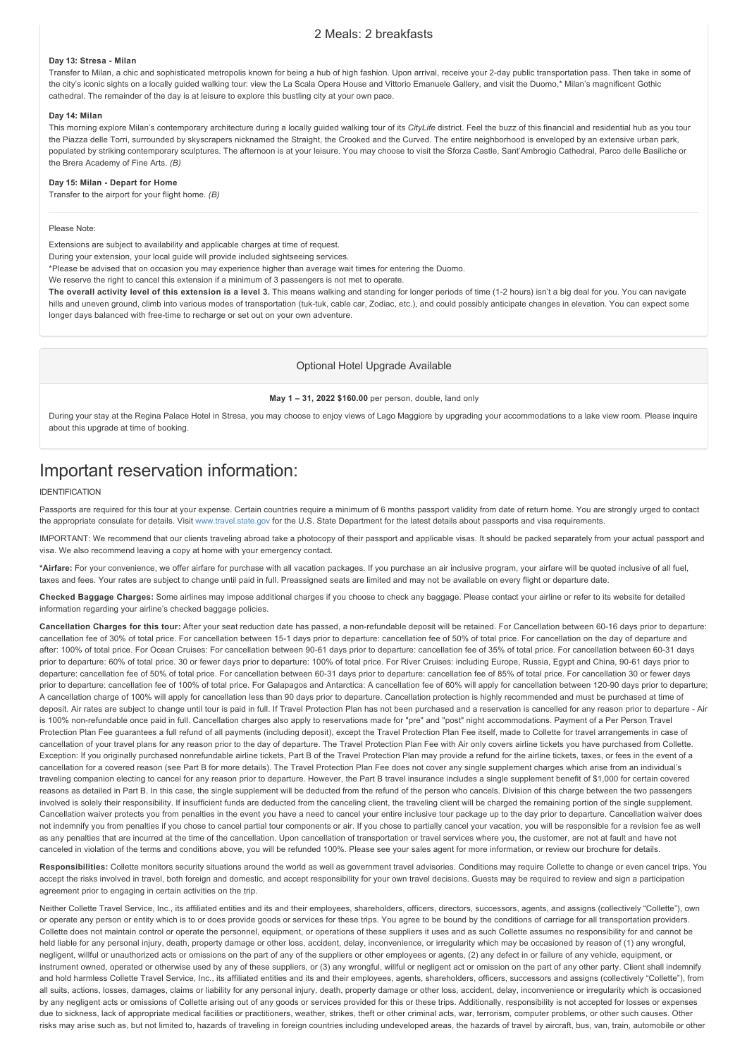2 Meals: 2 breakfasts

**Day 13: Stresa - Milan**

Transfer to Milan, a chic and sophisticated metropolis known for being a hub of high fashion. Upon arrival, receive your 2-day public transportation pass. Then take in some of the city's iconic sights on a locally guided walking tour: view the La Scala Opera House and Vittorio Emanuele Gallery, and visit the Duomo,* Milan's magnificent Gothic cathedral. The remainder of the day is at leisure to explore this bustling city at your own pace.

**Day 14: Milan**

This morning explore Milan's contemporary architecture during a locally guided walking tour of its *CityLife* district. Feel the buzz of this financial and residential hub as you tour the Piazza delle Torri, surrounded by skyscrapers nicknamed the Straight, the Crooked and the Curved. The entire neighborhood is enveloped by an extensive urban park, populated by striking contemporary sculptures. The afternoon is at your leisure. You may choose to visit the Sforza Castle, Sant'Ambrogio Cathedral, Parco delle Basiliche or the Brera Academy of Fine Arts. *(B)*

**Day 15: Milan - Depart for Home**

Transfer to the airport for your flight home. *(B)*

Please Note:

Extensions are subject to availability and applicable charges at time of request.

During your extension, your local guide will provide included sightseeing services.

*Please be advised that on occasion you may experience higher than average wait times for entering the Duomo.

We reserve the right to cancel this extension if a minimum of 3 passengers is not met to operate.

**The overall activity level of this extension is a level 3.** This means walking and standing for longer periods of time (1-2 hours) isn't a big deal for you. You can navigate hills and uneven ground, climb into various modes of transportation (tuk-tuk, cable car, Zodiac, etc.), and could possibly anticipate changes in elevation. You can expect some longer days balanced with free-time to recharge or set out on your own adventure.

Optional Hotel Upgrade Available

**May 1 – 31, 2022 $160.00** per person, double, land only

During your stay at the Regina Palace Hotel in Stresa, you may choose to enjoy views of Lago Maggiore by upgrading your accommodations to a lake view room. Please inquire about this upgrade at time of booking.

# Important reservation information:

IDENTIFICATION

Passports are required for this tour at your expense. Certain countries require a minimum of 6 months passport validity from date of return home. You are strongly urged to contact the appropriate consulate for details. Visit www.travel.state.gov for the U.S. State Department for the latest details about passports and visa requirements.

IMPORTANT: We recommend that our clients traveling abroad take a photocopy of their passport and applicable visas. It should be packed separately from your actual passport and visa. We also recommend leaving a copy at home with your emergency contact.

***Airfare:** For your convenience, we offer airfare for purchase with all vacation packages. If you purchase an air inclusive program, your airfare will be quoted inclusive of all fuel, taxes and fees. Your rates are subject to change until paid in full. Preassigned seats are limited and may not be available on every flight or departure date.

**Checked Baggage Charges:** Some airlines may impose additional charges if you choose to check any baggage. Please contact your airline or refer to its website for detailed information regarding your airline's checked baggage policies.

**Cancellation Charges for this tour:** After your seat reduction date has passed, a non-refundable deposit will be retained. For Cancellation between 60-16 days prior to departure: cancellation fee of 30% of total price. For cancellation between 15-1 days prior to departure: cancellation fee of 50% of total price. For cancellation on the day of departure and after: 100% of total price. For Ocean Cruises: For cancellation between 90-61 days prior to departure: cancellation fee of 35% of total price. For cancellation between 60-31 days prior to departure: 60% of total price. 30 or fewer days prior to departure: 100% of total price. For River Cruises: including Europe, Russia, Egypt and China, 90-61 days prior to departure: cancellation fee of 50% of total price. For cancellation between 60-31 days prior to departure: cancellation fee of 85% of total price. For cancellation 30 or fewer days prior to departure: cancellation fee of 100% of total price. For Galapagos and Antarctica: A cancellation fee of 60% will apply for cancellation between 120-90 days prior to departure; A cancellation charge of 100% will apply for cancellation less than 90 days prior to departure. Cancellation protection is highly recommended and must be purchased at time of deposit. Air rates are subject to change until tour is paid in full. If Travel Protection Plan has not been purchased and a reservation is cancelled for any reason prior to departure - Air is 100% non-refundable once paid in full. Cancellation charges also apply to reservations made for "pre" and "post" night accommodations. Payment of a Per Person Travel Protection Plan Fee guarantees a full refund of all payments (including deposit), except the Travel Protection Plan Fee itself, made to Collette for travel arrangements in case of cancellation of your travel plans for any reason prior to the day of departure. The Travel Protection Plan Fee with Air only covers airline tickets you have purchased from Collette. Exception: If you originally purchased nonrefundable airline tickets, Part B of the Travel Protection Plan may provide a refund for the airline tickets, taxes, or fees in the event of a cancellation for a covered reason (see Part B for more details). The Travel Protection Plan Fee does not cover any single supplement charges which arise from an individual's traveling companion electing to cancel for any reason prior to departure. However, the Part B travel insurance includes a single supplement benefit of $1,000 for certain covered reasons as detailed in Part B. In this case, the single supplement will be deducted from the refund of the person who cancels. Division of this charge between the two passengers involved is solely their responsibility. If insufficient funds are deducted from the canceling client, the traveling client will be charged the remaining portion of the single supplement. Cancellation waiver protects you from penalties in the event you have a need to cancel your entire inclusive tour package up to the day prior to departure. Cancellation waiver does not indemnify you from penalties if you chose to cancel partial tour components or air. If you chose to partially cancel your vacation, you will be responsible for a revision fee as well as any penalties that are incurred at the time of the cancellation. Upon cancellation of transportation or travel services where you, the customer, are not at fault and have not canceled in violation of the terms and conditions above, you will be refunded 100%. Please see your sales agent for more information, or review our brochure for details.

**Responsibilities:** Collette monitors security situations around the world as well as government travel advisories. Conditions may require Collette to change or even cancel trips. You accept the risks involved in travel, both foreign and domestic, and accept responsibility for your own travel decisions. Guests may be required to review and sign a participation agreement prior to engaging in certain activities on the trip.

Neither Collette Travel Service, Inc., its affiliated entities and its and their employees, shareholders, officers, directors, successors, agents, and assigns (collectively "Collette"), own or operate any person or entity which is to or does provide goods or services for these trips. You agree to be bound by the conditions of carriage for all transportation providers. Collette does not maintain control or operate the personnel, equipment, or operations of these suppliers it uses and as such Collette assumes no responsibility for and cannot be held liable for any personal injury, death, property damage or other loss, accident, delay, inconvenience, or irregularity which may be occasioned by reason of (1) any wrongful, negligent, willful or unauthorized acts or omissions on the part of any of the suppliers or other employees or agents, (2) any defect in or failure of any vehicle, equipment, or instrument owned, operated or otherwise used by any of these suppliers, or (3) any wrongful, willful or negligent act or omission on the part of any other party. Client shall indemnify and hold harmless Collette Travel Service, Inc., its affiliated entities and its and their employees, agents, shareholders, officers, successors and assigns (collectively "Collette"), from all suits, actions, losses, damages, claims or liability for any personal injury, death, property damage or other loss, accident, delay, inconvenience or irregularity which is occasioned by any negligent acts or omissions of Collette arising out of any goods or services provided for this or these trips. Additionally, responsibility is not accepted for losses or expenses due to sickness, lack of appropriate medical facilities or practitioners, weather, strikes, theft or other criminal acts, war, terrorism, computer problems, or other such causes. Other risks may arise such as, but not limited to, hazards of traveling in foreign countries including undeveloped areas, the hazards of travel by aircraft, bus, van, train, automobile or other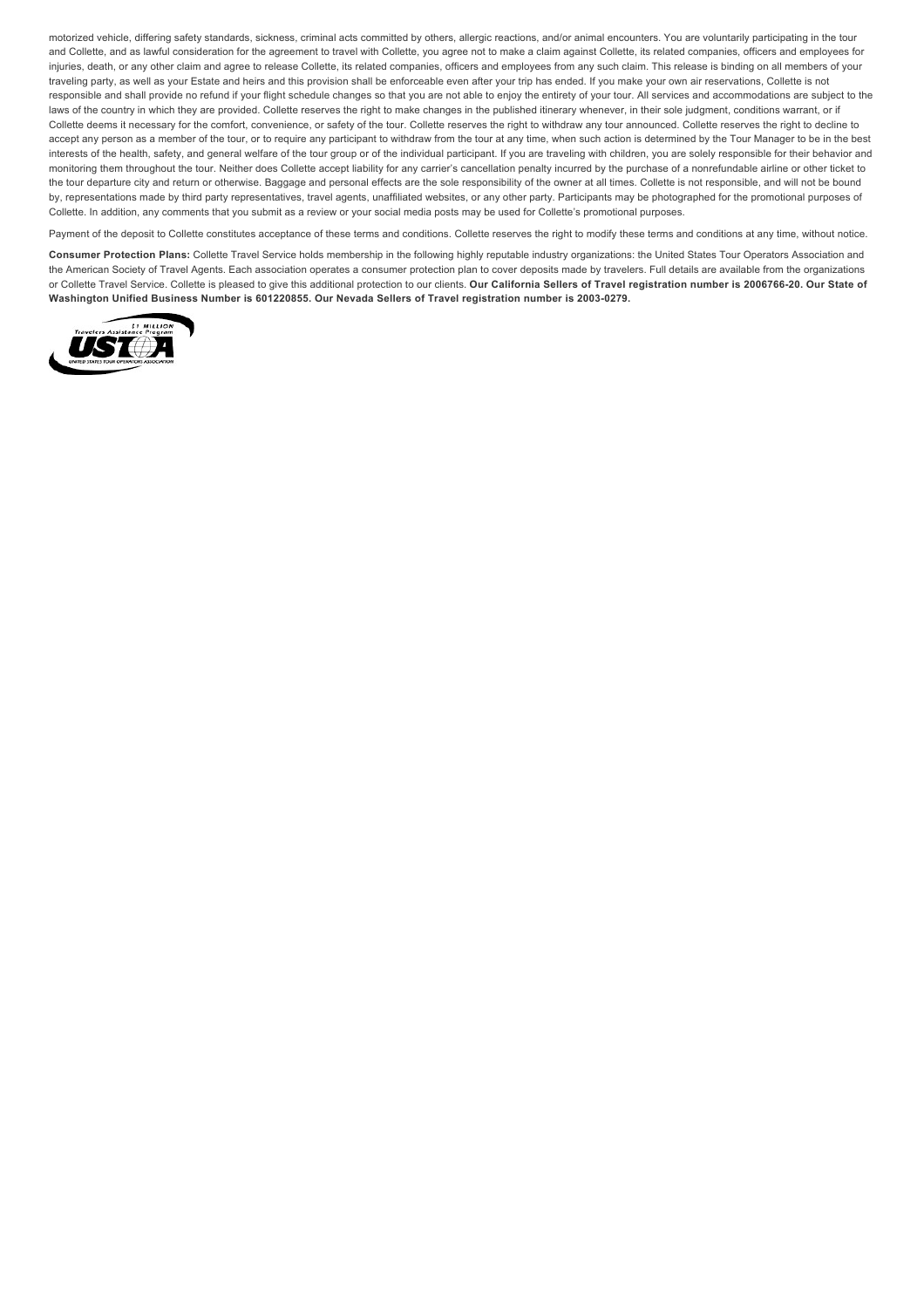motorized vehicle, differing safety standards, sickness, criminal acts committed by others, allergic reactions, and/or animal encounters. You are voluntarily participating in the tour and Collette, and as lawful consideration for the agreement to travel with Collette, you agree not to make a claim against Collette, its related companies, officers and employees for injuries, death, or any other claim and agree to release Collette, its related companies, officers and employees from any such claim. This release is binding on all members of your traveling party, as well as your Estate and heirs and this provision shall be enforceable even after your trip has ended. If you make your own air reservations, Collette is not responsible and shall provide no refund if your flight schedule changes so that you are not able to enjoy the entirety of your tour. All services and accommodations are subject to the laws of the country in which they are provided. Collette reserves the right to make changes in the published itinerary whenever, in their sole judgment, conditions warrant, or if Collette deems it necessary for the comfort, convenience, or safety of the tour. Collette reserves the right to withdraw any tour announced. Collette reserves the right to decline to accept any person as a member of the tour, or to require any participant to withdraw from the tour at any time, when such action is determined by the Tour Manager to be in the best interests of the health, safety, and general welfare of the tour group or of the individual participant. If you are traveling with children, you are solely responsible for their behavior and monitoring them throughout the tour. Neither does Collette accept liability for any carrier's cancellation penalty incurred by the purchase of a nonrefundable airline or other ticket to the tour departure city and return or otherwise. Baggage and personal effects are the sole responsibility of the owner at all times. Collette is not responsible, and will not be bound by, representations made by third party representatives, travel agents, unaffiliated websites, or any other party. Participants may be photographed for the promotional purposes of Collette. In addition, any comments that you submit as a review or your social media posts may be used for Collette's promotional purposes.

Payment of the deposit to Collette constitutes acceptance of these terms and conditions. Collette reserves the right to modify these terms and conditions at any time, without notice.

**Consumer Protection Plans:** Collette Travel Service holds membership in the following highly reputable industry organizations: the United States Tour Operators Association and the American Society of Travel Agents. Each association operates a consumer protection plan to cover deposits made by travelers. Full details are available from the organizations or Collette Travel Service. Collette is pleased to give this additional protection to our clients. **Our California Sellers of Travel registration number is 2006766-20. Our State of Washington Unified Business Number is 601220855. Our Nevada Sellers of Travel registration number is 2003-0279.**

$1 MILLION
Travelers Assistance Program
USTOA
UNITED STATES TOUR OPERATORS ASSOCIATION